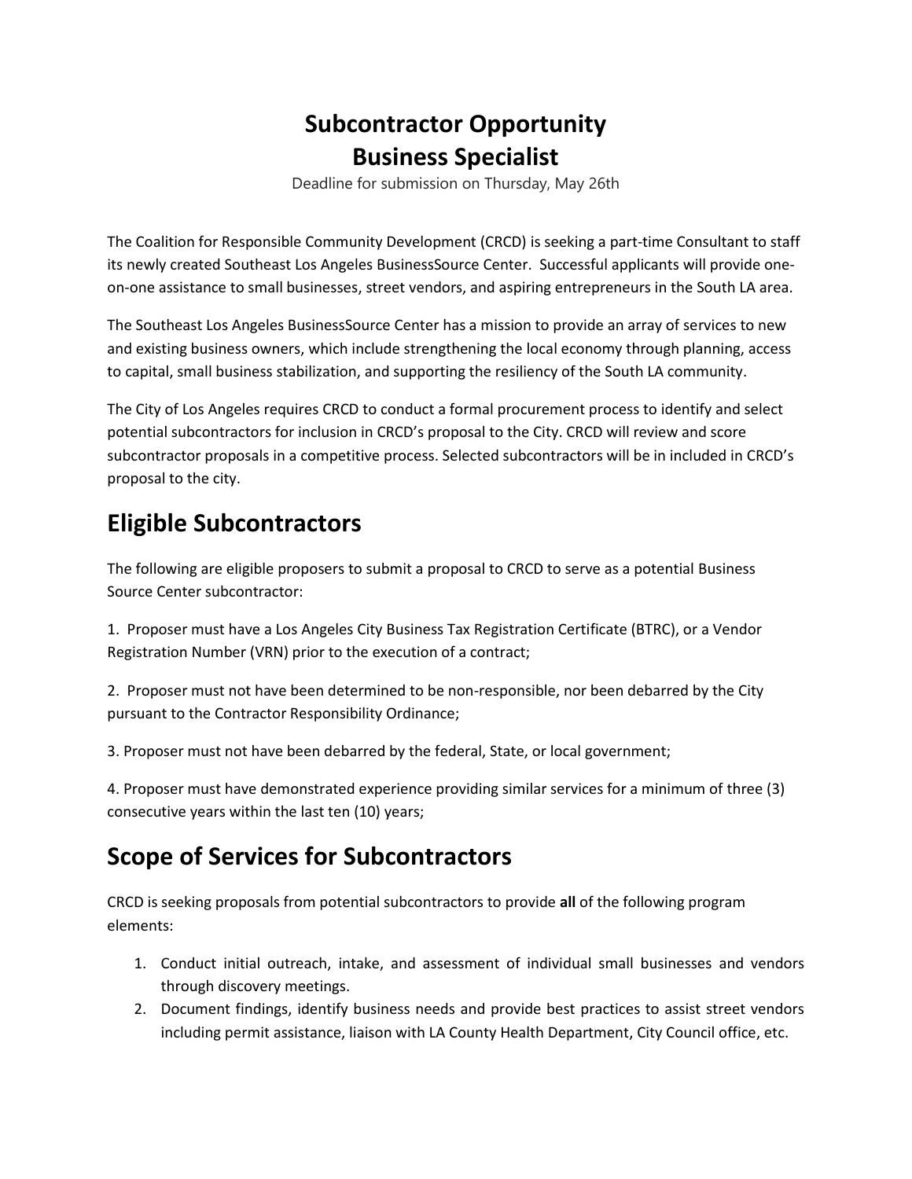# Subcontractor Opportunity
# Business Specialist

Deadline for submission on Thursday, May 26th

The Coalition for Responsible Community Development (CRCD) is seeking a part-time Consultant to staff its newly created Southeast Los Angeles BusinessSource Center. Successful applicants will provide one-on-one assistance to small businesses, street vendors, and aspiring entrepreneurs in the South LA area.

The Southeast Los Angeles BusinessSource Center has a mission to provide an array of services to new and existing business owners, which include strengthening the local economy through planning, access to capital, small business stabilization, and supporting the resiliency of the South LA community.

The City of Los Angeles requires CRCD to conduct a formal procurement process to identify and select potential subcontractors for inclusion in CRCD's proposal to the City. CRCD will review and score subcontractor proposals in a competitive process. Selected subcontractors will be in included in CRCD's proposal to the city.

## Eligible Subcontractors

The following are eligible proposers to submit a proposal to CRCD to serve as a potential Business Source Center subcontractor:

1. Proposer must have a Los Angeles City Business Tax Registration Certificate (BTRC), or a Vendor Registration Number (VRN) prior to the execution of a contract;

2. Proposer must not have been determined to be non-responsible, nor been debarred by the City pursuant to the Contractor Responsibility Ordinance;

3. Proposer must not have been debarred by the federal, State, or local government;

4. Proposer must have demonstrated experience providing similar services for a minimum of three (3) consecutive years within the last ten (10) years;

## Scope of Services for Subcontractors

CRCD is seeking proposals from potential subcontractors to provide **all** of the following program elements:

1. Conduct initial outreach, intake, and assessment of individual small businesses and vendors through discovery meetings.
2. Document findings, identify business needs and provide best practices to assist street vendors including permit assistance, liaison with LA County Health Department, City Council office, etc.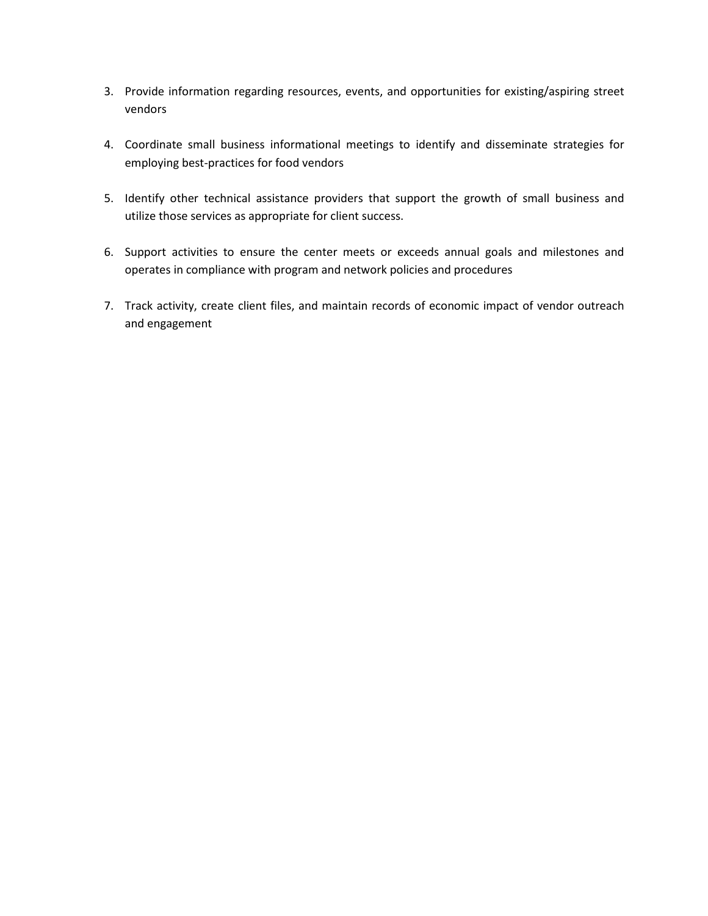3. Provide information regarding resources, events, and opportunities for existing/aspiring street vendors

4. Coordinate small business informational meetings to identify and disseminate strategies for employing best-practices for food vendors

5. Identify other technical assistance providers that support the growth of small business and utilize those services as appropriate for client success.

6. Support activities to ensure the center meets or exceeds annual goals and milestones and operates in compliance with program and network policies and procedures

7. Track activity, create client files, and maintain records of economic impact of vendor outreach and engagement